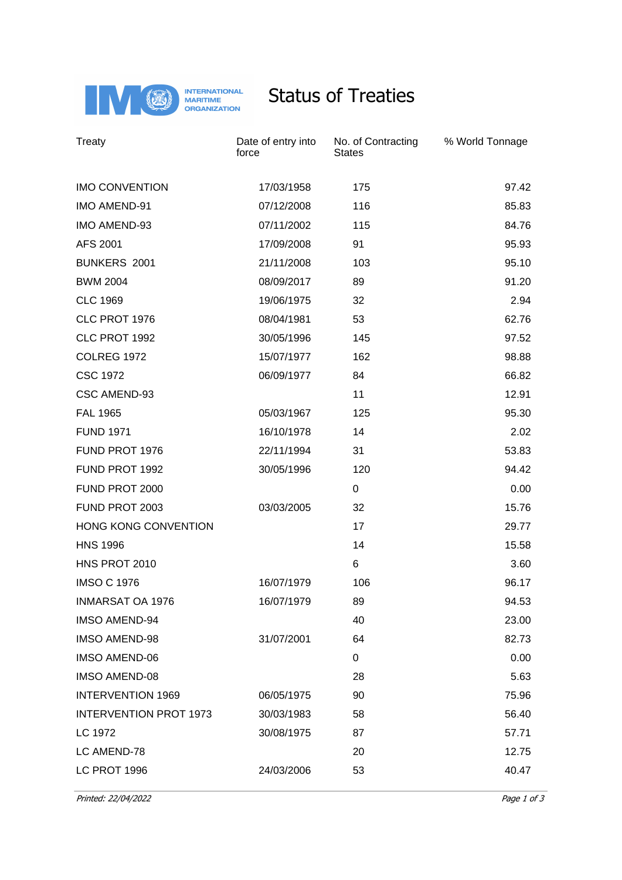# Status of Treaties

| Treaty | Date of entry into force | No. of Contracting States | % World Tonnage |
|---|---|---|---|
| IMO CONVENTION | 17/03/1958 | 175 | 97.42 |
| IMO AMEND-91 | 07/12/2008 | 116 | 85.83 |
| IMO AMEND-93 | 07/11/2002 | 115 | 84.76 |
| AFS 2001 | 17/09/2008 | 91 | 95.93 |
| BUNKERS 2001 | 21/11/2008 | 103 | 95.10 |
| BWM 2004 | 08/09/2017 | 89 | 91.20 |
| CLC 1969 | 19/06/1975 | 32 | 2.94 |
| CLC PROT 1976 | 08/04/1981 | 53 | 62.76 |
| CLC PROT 1992 | 30/05/1996 | 145 | 97.52 |
| COLREG 1972 | 15/07/1977 | 162 | 98.88 |
| CSC 1972 | 06/09/1977 | 84 | 66.82 |
| CSC AMEND-93 | | 11 | 12.91 |
| FAL 1965 | 05/03/1967 | 125 | 95.30 |
| FUND 1971 | 16/10/1978 | 14 | 2.02 |
| FUND PROT 1976 | 22/11/1994 | 31 | 53.83 |
| FUND PROT 1992 | 30/05/1996 | 120 | 94.42 |
| FUND PROT 2000 | | 0 | 0.00 |
| FUND PROT 2003 | 03/03/2005 | 32 | 15.76 |
| HONG KONG CONVENTION | | 17 | 29.77 |
| HNS 1996 | | 14 | 15.58 |
| HNS PROT 2010 | | 6 | 3.60 |
| IMSO C 1976 | 16/07/1979 | 106 | 96.17 |
| INMARSAT OA 1976 | 16/07/1979 | 89 | 94.53 |
| IMSO AMEND-94 | | 40 | 23.00 |
| IMSO AMEND-98 | 31/07/2001 | 64 | 82.73 |
| IMSO AMEND-06 | | 0 | 0.00 |
| IMSO AMEND-08 | | 28 | 5.63 |
| INTERVENTION 1969 | 06/05/1975 | 90 | 75.96 |
| INTERVENTION PROT 1973 | 30/03/1983 | 58 | 56.40 |
| LC 1972 | 30/08/1975 | 87 | 57.71 |
| LC AMEND-78 | | 20 | 12.75 |
| LC PROT 1996 | 24/03/2006 | 53 | 40.47 |

*Printed: 22/04/2022*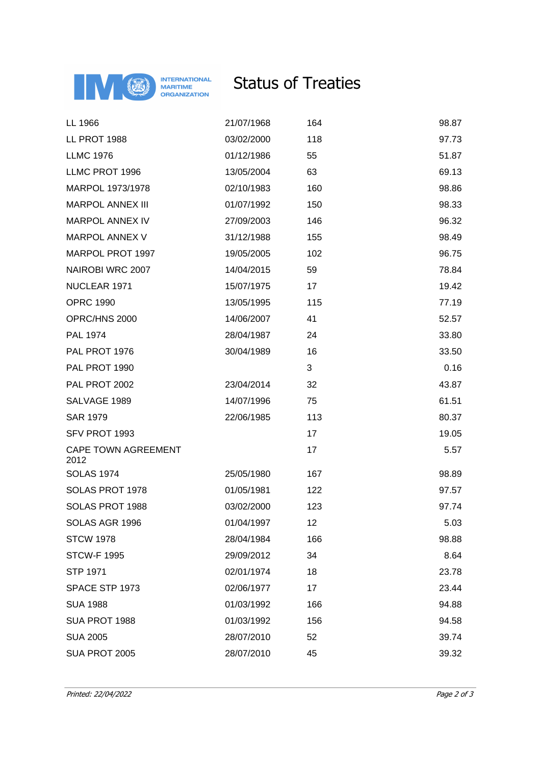# Status of Treaties

| | | | |
|---|---|---|---|
| LL 1966 | 21/07/1968 | 164 | 98.87 |
| LL PROT 1988 | 03/02/2000 | 118 | 97.73 |
| LLMC 1976 | 01/12/1986 | 55 | 51.87 |
| LLMC PROT 1996 | 13/05/2004 | 63 | 69.13 |
| MARPOL 1973/1978 | 02/10/1983 | 160 | 98.86 |
| MARPOL ANNEX III | 01/07/1992 | 150 | 98.33 |
| MARPOL ANNEX IV | 27/09/2003 | 146 | 96.32 |
| MARPOL ANNEX V | 31/12/1988 | 155 | 98.49 |
| MARPOL PROT 1997 | 19/05/2005 | 102 | 96.75 |
| NAIROBI WRC 2007 | 14/04/2015 | 59 | 78.84 |
| NUCLEAR 1971 | 15/07/1975 | 17 | 19.42 |
| OPRC 1990 | 13/05/1995 | 115 | 77.19 |
| OPRC/HNS 2000 | 14/06/2007 | 41 | 52.57 |
| PAL 1974 | 28/04/1987 | 24 | 33.80 |
| PAL PROT 1976 | 30/04/1989 | 16 | 33.50 |
| PAL PROT 1990 | | 3 | 0.16 |
| PAL PROT 2002 | 23/04/2014 | 32 | 43.87 |
| SALVAGE 1989 | 14/07/1996 | 75 | 61.51 |
| SAR 1979 | 22/06/1985 | 113 | 80.37 |
| SFV PROT 1993 | | 17 | 19.05 |
| CAPE TOWN AGREEMENT 2012 | | 17 | 5.57 |
| SOLAS 1974 | 25/05/1980 | 167 | 98.89 |
| SOLAS PROT 1978 | 01/05/1981 | 122 | 97.57 |
| SOLAS PROT 1988 | 03/02/2000 | 123 | 97.74 |
| SOLAS AGR 1996 | 01/04/1997 | 12 | 5.03 |
| STCW 1978 | 28/04/1984 | 166 | 98.88 |
| STCW-F 1995 | 29/09/2012 | 34 | 8.64 |
| STP 1971 | 02/01/1974 | 18 | 23.78 |
| SPACE STP 1973 | 02/06/1977 | 17 | 23.44 |
| SUA 1988 | 01/03/1992 | 166 | 94.88 |
| SUA PROT 1988 | 01/03/1992 | 156 | 94.58 |
| SUA 2005 | 28/07/2010 | 52 | 39.74 |
| SUA PROT 2005 | 28/07/2010 | 45 | 39.32 |

*Printed: 22/04/2022*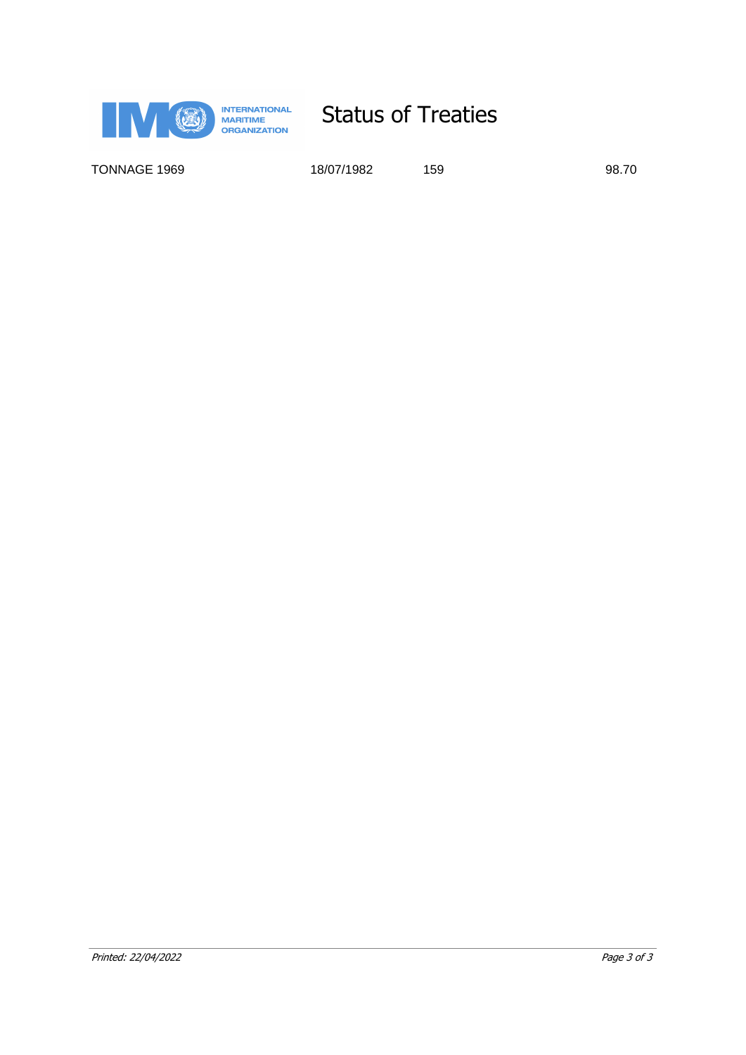# Status of Treaties

| | | | |
|---|---|---|---|
| TONNAGE 1969 | 18/07/1982 | 159 | 98.70 |